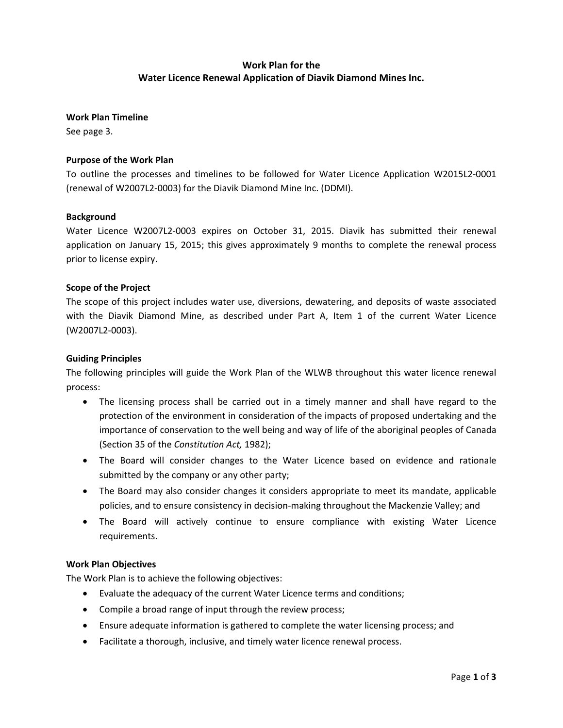# Work Plan for the
# Water Licence Renewal Application of Diavik Diamond Mines Inc.

**Work Plan Timeline**
See page 3.

**Purpose of the Work Plan**
To outline the processes and timelines to be followed for Water Licence Application W2015L2-0001 (renewal of W2007L2-0003) for the Diavik Diamond Mine Inc. (DDMI).

**Background**
Water Licence W2007L2-0003 expires on October 31, 2015. Diavik has submitted their renewal application on January 15, 2015; this gives approximately 9 months to complete the renewal process prior to license expiry.

**Scope of the Project**
The scope of this project includes water use, diversions, dewatering, and deposits of waste associated with the Diavik Diamond Mine, as described under Part A, Item 1 of the current Water Licence (W2007L2-0003).

**Guiding Principles**
The following principles will guide the Work Plan of the WLWB throughout this water licence renewal process:

- The licensing process shall be carried out in a timely manner and shall have regard to the protection of the environment in consideration of the impacts of proposed undertaking and the importance of conservation to the well being and way of life of the aboriginal peoples of Canada (Section 35 of the *Constitution Act,* 1982);
- The Board will consider changes to the Water Licence based on evidence and rationale submitted by the company or any other party;
- The Board may also consider changes it considers appropriate to meet its mandate, applicable policies, and to ensure consistency in decision-making throughout the Mackenzie Valley; and
- The Board will actively continue to ensure compliance with existing Water Licence requirements.

**Work Plan Objectives**
The Work Plan is to achieve the following objectives:

- Evaluate the adequacy of the current Water Licence terms and conditions;
- Compile a broad range of input through the review process;
- Ensure adequate information is gathered to complete the water licensing process; and
- Facilitate a thorough, inclusive, and timely water licence renewal process.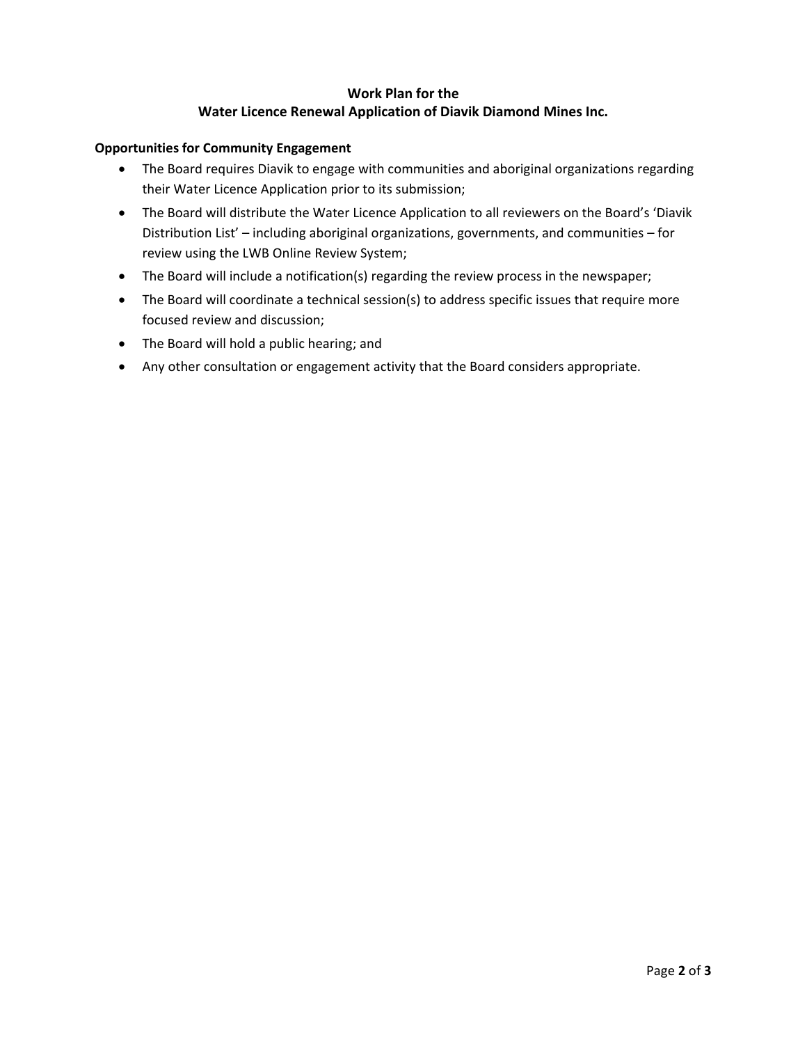**Work Plan for the**
**Water Licence Renewal Application of Diavik Diamond Mines Inc.**

**Opportunities for Community Engagement**

- The Board requires Diavik to engage with communities and aboriginal organizations regarding their Water Licence Application prior to its submission;
- The Board will distribute the Water Licence Application to all reviewers on the Board's 'Diavik Distribution List' – including aboriginal organizations, governments, and communities – for review using the LWB Online Review System;
- The Board will include a notification(s) regarding the review process in the newspaper;
- The Board will coordinate a technical session(s) to address specific issues that require more focused review and discussion;
- The Board will hold a public hearing; and
- Any other consultation or engagement activity that the Board considers appropriate.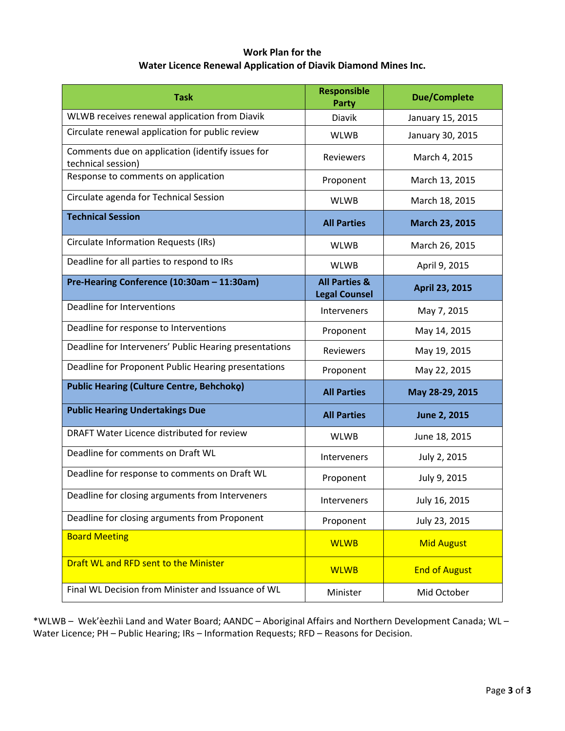## Work Plan for the
## Water Licence Renewal Application of Diavik Diamond Mines Inc.

| Task | Responsible Party | Due/Complete |
|---|---|---|
| WLWB receives renewal application from Diavik | Diavik | January 15, 2015 |
| Circulate renewal application for public review | WLWB | January 30, 2015 |
| Comments due on application (identify issues for technical session) | Reviewers | March 4, 2015 |
| Response to comments on application | Proponent | March 13, 2015 |
| Circulate agenda for Technical Session | WLWB | March 18, 2015 |
| **Technical Session** | **All Parties** | **March 23, 2015** |
| Circulate Information Requests (IRs) | WLWB | March 26, 2015 |
| Deadline for all parties to respond to IRs | WLWB | April 9, 2015 |
| **Pre-Hearing Conference (10:30am – 11:30am)** | **All Parties & Legal Counsel** | **April 23, 2015** |
| Deadline for Interventions | Interveners | May 7, 2015 |
| Deadline for response to Interventions | Proponent | May 14, 2015 |
| Deadline for Interveners' Public Hearing presentations | Reviewers | May 19, 2015 |
| Deadline for Proponent Public Hearing presentations | Proponent | May 22, 2015 |
| **Public Hearing (Culture Centre, Behchokǫ̀)** | **All Parties** | **May 28-29, 2015** |
| **Public Hearing Undertakings Due** | **All Parties** | **June 2, 2015** |
| DRAFT Water Licence distributed for review | WLWB | June 18, 2015 |
| Deadline for comments on Draft WL | Interveners | July 2, 2015 |
| Deadline for response to comments on Draft WL | Proponent | July 9, 2015 |
| Deadline for closing arguments from Interveners | Interveners | July 16, 2015 |
| Deadline for closing arguments from Proponent | Proponent | July 23, 2015 |
| Board Meeting | WLWB | Mid August |
| Draft WL and RFD sent to the Minister | WLWB | End of August |
| Final WL Decision from Minister and Issuance of WL | Minister | Mid October |

*WLWB – Wek'èezhìi Land and Water Board; AANDC – Aboriginal Affairs and Northern Development Canada; WL – Water Licence; PH – Public Hearing; IRs – Information Requests; RFD – Reasons for Decision.